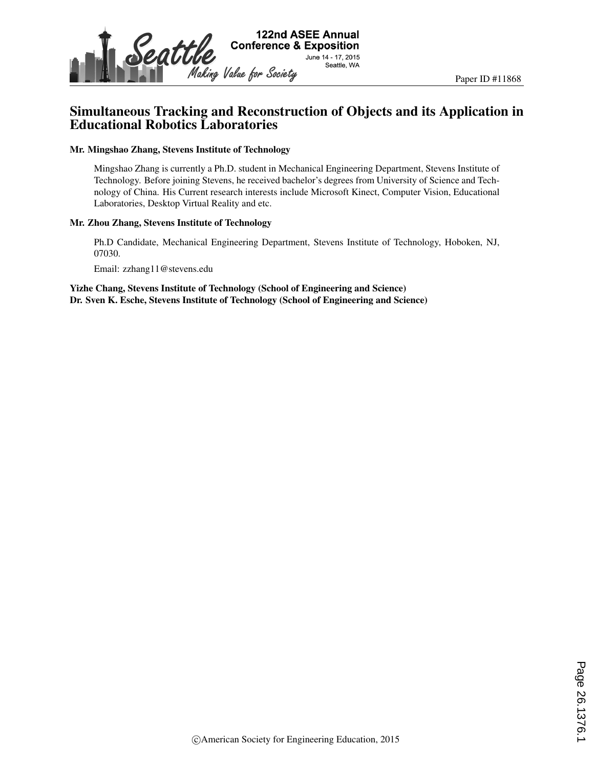Paper ID #11868

# Simultaneous Tracking and Reconstruction of Objects and its Application in Educational Robotics Laboratories

**Mr. Mingshao Zhang, Stevens Institute of Technology**

Mingshao Zhang is currently a Ph.D. student in Mechanical Engineering Department, Stevens Institute of Technology. Before joining Stevens, he received bachelor's degrees from University of Science and Technology of China. His Current research interests include Microsoft Kinect, Computer Vision, Educational Laboratories, Desktop Virtual Reality and etc.

**Mr. Zhou Zhang, Stevens Institute of Technology**

Ph.D Candidate, Mechanical Engineering Department, Stevens Institute of Technology, Hoboken, NJ, 07030.

Email: zzhang11@stevens.edu

**Yizhe Chang, Stevens Institute of Technology (School of Engineering and Science)**
**Dr. Sven K. Esche, Stevens Institute of Technology (School of Engineering and Science)**

©American Society for Engineering Education, 2015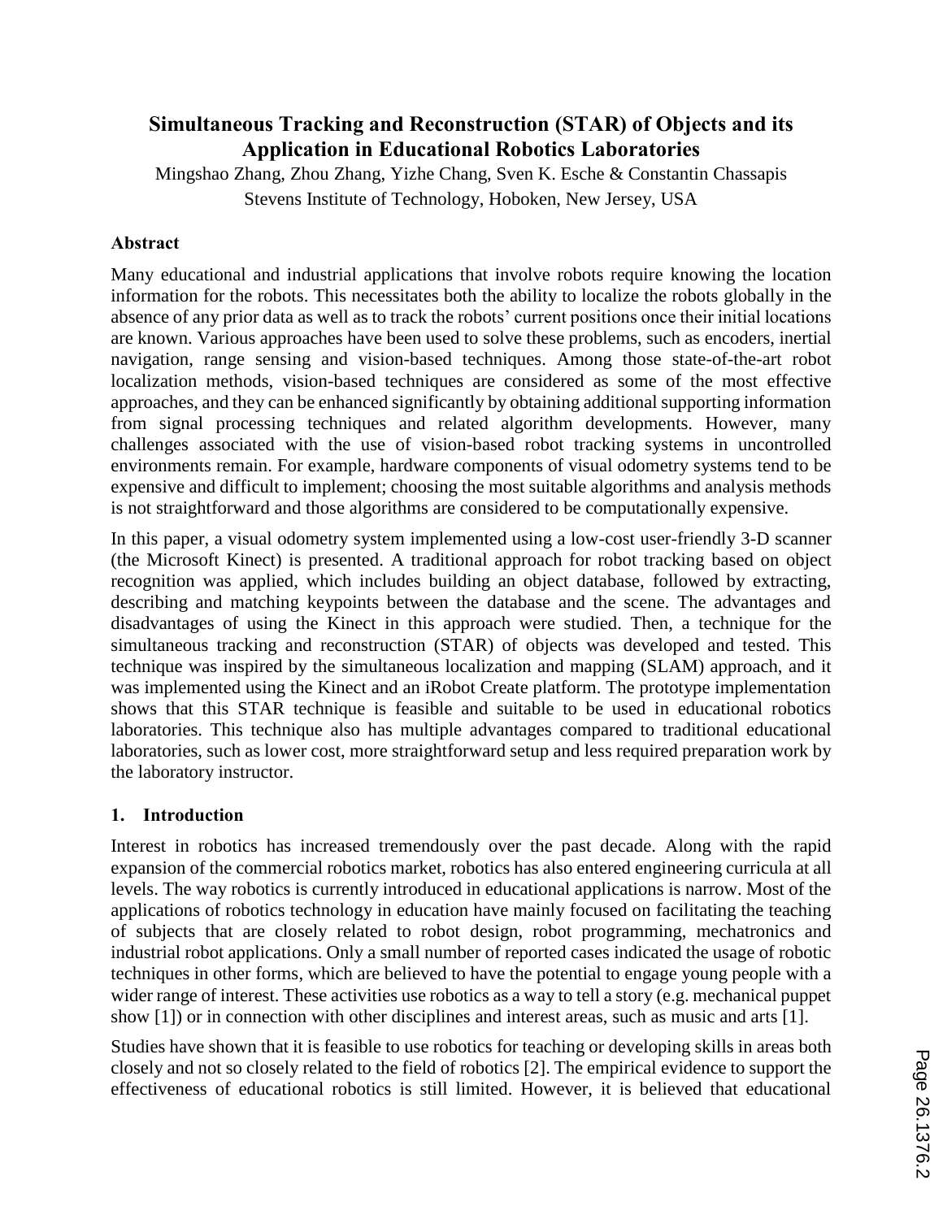# Simultaneous Tracking and Reconstruction (STAR) of Objects and its Application in Educational Robotics Laboratories

Mingshao Zhang, Zhou Zhang, Yizhe Chang, Sven K. Esche & Constantin Chassapis
Stevens Institute of Technology, Hoboken, New Jersey, USA

## Abstract

Many educational and industrial applications that involve robots require knowing the location information for the robots. This necessitates both the ability to localize the robots globally in the absence of any prior data as well as to track the robots' current positions once their initial locations are known. Various approaches have been used to solve these problems, such as encoders, inertial navigation, range sensing and vision-based techniques. Among those state-of-the-art robot localization methods, vision-based techniques are considered as some of the most effective approaches, and they can be enhanced significantly by obtaining additional supporting information from signal processing techniques and related algorithm developments. However, many challenges associated with the use of vision-based robot tracking systems in uncontrolled environments remain. For example, hardware components of visual odometry systems tend to be expensive and difficult to implement; choosing the most suitable algorithms and analysis methods is not straightforward and those algorithms are considered to be computationally expensive.

In this paper, a visual odometry system implemented using a low-cost user-friendly 3-D scanner (the Microsoft Kinect) is presented. A traditional approach for robot tracking based on object recognition was applied, which includes building an object database, followed by extracting, describing and matching keypoints between the database and the scene. The advantages and disadvantages of using the Kinect in this approach were studied. Then, a technique for the simultaneous tracking and reconstruction (STAR) of objects was developed and tested. This technique was inspired by the simultaneous localization and mapping (SLAM) approach, and it was implemented using the Kinect and an iRobot Create platform. The prototype implementation shows that this STAR technique is feasible and suitable to be used in educational robotics laboratories. This technique also has multiple advantages compared to traditional educational laboratories, such as lower cost, more straightforward setup and less required preparation work by the laboratory instructor.

## 1. Introduction

Interest in robotics has increased tremendously over the past decade. Along with the rapid expansion of the commercial robotics market, robotics has also entered engineering curricula at all levels. The way robotics is currently introduced in educational applications is narrow. Most of the applications of robotics technology in education have mainly focused on facilitating the teaching of subjects that are closely related to robot design, robot programming, mechatronics and industrial robot applications. Only a small number of reported cases indicated the usage of robotic techniques in other forms, which are believed to have the potential to engage young people with a wider range of interest. These activities use robotics as a way to tell a story (e.g. mechanical puppet show [1]) or in connection with other disciplines and interest areas, such as music and arts [1].

Studies have shown that it is feasible to use robotics for teaching or developing skills in areas both closely and not so closely related to the field of robotics [2]. The empirical evidence to support the effectiveness of educational robotics is still limited. However, it is believed that educational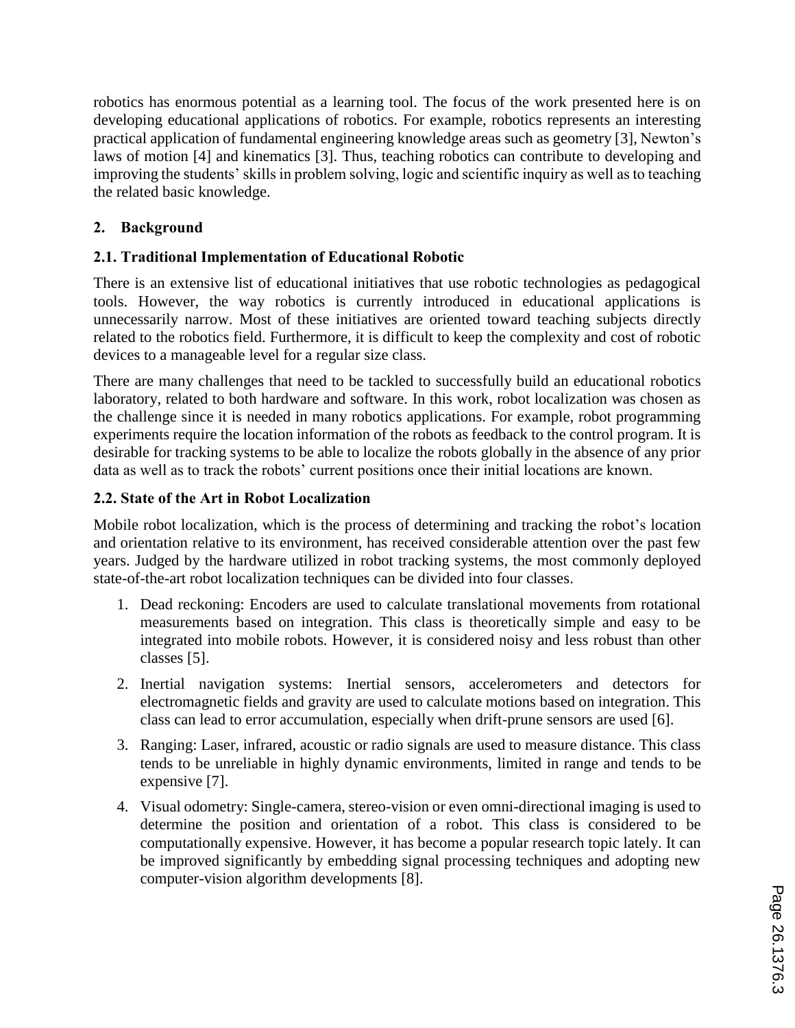robotics has enormous potential as a learning tool. The focus of the work presented here is on developing educational applications of robotics. For example, robotics represents an interesting practical application of fundamental engineering knowledge areas such as geometry [3], Newton's laws of motion [4] and kinematics [3]. Thus, teaching robotics can contribute to developing and improving the students' skills in problem solving, logic and scientific inquiry as well as to teaching the related basic knowledge.

## 2. Background

### 2.1. Traditional Implementation of Educational Robotic

There is an extensive list of educational initiatives that use robotic technologies as pedagogical tools. However, the way robotics is currently introduced in educational applications is unnecessarily narrow. Most of these initiatives are oriented toward teaching subjects directly related to the robotics field. Furthermore, it is difficult to keep the complexity and cost of robotic devices to a manageable level for a regular size class.

There are many challenges that need to be tackled to successfully build an educational robotics laboratory, related to both hardware and software. In this work, robot localization was chosen as the challenge since it is needed in many robotics applications. For example, robot programming experiments require the location information of the robots as feedback to the control program. It is desirable for tracking systems to be able to localize the robots globally in the absence of any prior data as well as to track the robots' current positions once their initial locations are known.

### 2.2. State of the Art in Robot Localization

Mobile robot localization, which is the process of determining and tracking the robot's location and orientation relative to its environment, has received considerable attention over the past few years. Judged by the hardware utilized in robot tracking systems, the most commonly deployed state-of-the-art robot localization techniques can be divided into four classes.

1. Dead reckoning: Encoders are used to calculate translational movements from rotational measurements based on integration. This class is theoretically simple and easy to be integrated into mobile robots. However, it is considered noisy and less robust than other classes [5].
2. Inertial navigation systems: Inertial sensors, accelerometers and detectors for electromagnetic fields and gravity are used to calculate motions based on integration. This class can lead to error accumulation, especially when drift-prune sensors are used [6].
3. Ranging: Laser, infrared, acoustic or radio signals are used to measure distance. This class tends to be unreliable in highly dynamic environments, limited in range and tends to be expensive [7].
4. Visual odometry: Single-camera, stereo-vision or even omni-directional imaging is used to determine the position and orientation of a robot. This class is considered to be computationally expensive. However, it has become a popular research topic lately. It can be improved significantly by embedding signal processing techniques and adopting new computer-vision algorithm developments [8].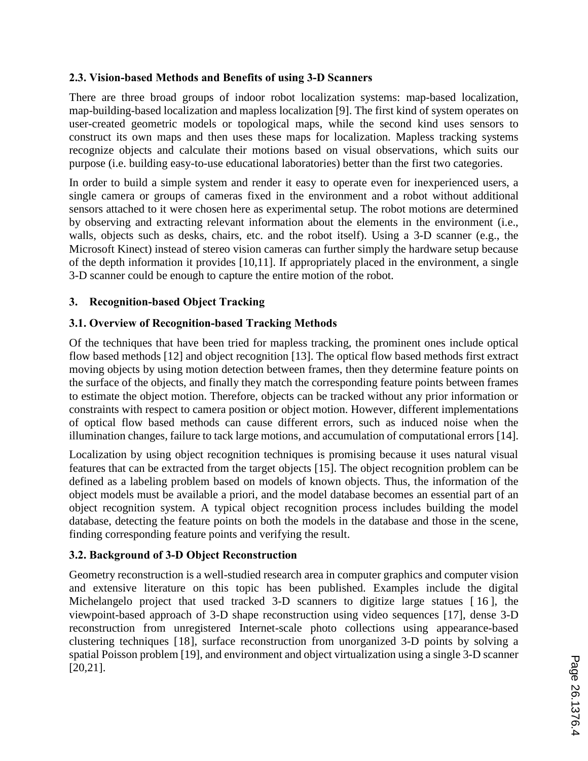### 2.3. Vision-based Methods and Benefits of using 3-D Scanners

There are three broad groups of indoor robot localization systems: map-based localization, map-building-based localization and mapless localization [9]. The first kind of system operates on user-created geometric models or topological maps, while the second kind uses sensors to construct its own maps and then uses these maps for localization. Mapless tracking systems recognize objects and calculate their motions based on visual observations, which suits our purpose (i.e. building easy-to-use educational laboratories) better than the first two categories.

In order to build a simple system and render it easy to operate even for inexperienced users, a single camera or groups of cameras fixed in the environment and a robot without additional sensors attached to it were chosen here as experimental setup. The robot motions are determined by observing and extracting relevant information about the elements in the environment (i.e., walls, objects such as desks, chairs, etc. and the robot itself). Using a 3-D scanner (e.g., the Microsoft Kinect) instead of stereo vision cameras can further simply the hardware setup because of the depth information it provides [10,11]. If appropriately placed in the environment, a single 3-D scanner could be enough to capture the entire motion of the robot.

## 3. Recognition-based Object Tracking

### 3.1. Overview of Recognition-based Tracking Methods

Of the techniques that have been tried for mapless tracking, the prominent ones include optical flow based methods [12] and object recognition [13]. The optical flow based methods first extract moving objects by using motion detection between frames, then they determine feature points on the surface of the objects, and finally they match the corresponding feature points between frames to estimate the object motion. Therefore, objects can be tracked without any prior information or constraints with respect to camera position or object motion. However, different implementations of optical flow based methods can cause different errors, such as induced noise when the illumination changes, failure to tack large motions, and accumulation of computational errors [14].

Localization by using object recognition techniques is promising because it uses natural visual features that can be extracted from the target objects [15]. The object recognition problem can be defined as a labeling problem based on models of known objects. Thus, the information of the object models must be available a priori, and the model database becomes an essential part of an object recognition system. A typical object recognition process includes building the model database, detecting the feature points on both the models in the database and those in the scene, finding corresponding feature points and verifying the result.

### 3.2. Background of 3-D Object Reconstruction

Geometry reconstruction is a well-studied research area in computer graphics and computer vision and extensive literature on this topic has been published. Examples include the digital Michelangelo project that used tracked 3-D scanners to digitize large statues [16], the viewpoint-based approach of 3-D shape reconstruction using video sequences [17], dense 3-D reconstruction from unregistered Internet-scale photo collections using appearance-based clustering techniques [18], surface reconstruction from unorganized 3-D points by solving a spatial Poisson problem [19], and environment and object virtualization using a single 3-D scanner [20,21].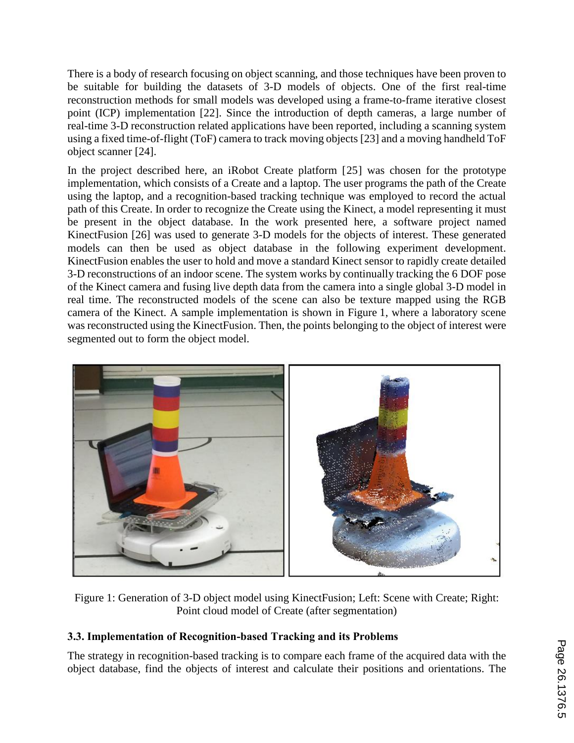There is a body of research focusing on object scanning, and those techniques have been proven to be suitable for building the datasets of 3-D models of objects. One of the first real-time reconstruction methods for small models was developed using a frame-to-frame iterative closest point (ICP) implementation [22]. Since the introduction of depth cameras, a large number of real-time 3-D reconstruction related applications have been reported, including a scanning system using a fixed time-of-flight (ToF) camera to track moving objects [23] and a moving handheld ToF object scanner [24].

In the project described here, an iRobot Create platform [25] was chosen for the prototype implementation, which consists of a Create and a laptop. The user programs the path of the Create using the laptop, and a recognition-based tracking technique was employed to record the actual path of this Create. In order to recognize the Create using the Kinect, a model representing it must be present in the object database. In the work presented here, a software project named KinectFusion [26] was used to generate 3-D models for the objects of interest. These generated models can then be used as object database in the following experiment development. KinectFusion enables the user to hold and move a standard Kinect sensor to rapidly create detailed 3-D reconstructions of an indoor scene. The system works by continually tracking the 6 DOF pose of the Kinect camera and fusing live depth data from the camera into a single global 3-D model in real time. The reconstructed models of the scene can also be texture mapped using the RGB camera of the Kinect. A sample implementation is shown in Figure 1, where a laboratory scene was reconstructed using the KinectFusion. Then, the points belonging to the object of interest were segmented out to form the object model.

Figure 1: Generation of 3-D object model using KinectFusion; Left: Scene with Create; Right: Point cloud model of Create (after segmentation)

### 3.3. Implementation of Recognition-based Tracking and its Problems

The strategy in recognition-based tracking is to compare each frame of the acquired data with the object database, find the objects of interest and calculate their positions and orientations. The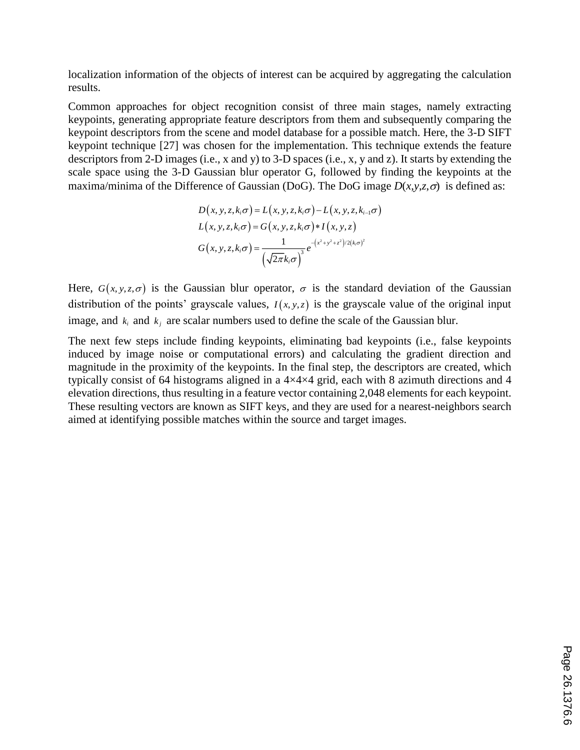localization information of the objects of interest can be acquired by aggregating the calculation results.

Common approaches for object recognition consist of three main stages, namely extracting keypoints, generating appropriate feature descriptors from them and subsequently comparing the keypoint descriptors from the scene and model database for a possible match. Here, the 3-D SIFT keypoint technique [27] was chosen for the implementation. This technique extends the feature descriptors from 2-D images (i.e., x and y) to 3-D spaces (i.e., x, y and z). It starts by extending the scale space using the 3-D Gaussian blur operator G, followed by finding the keypoints at the maxima/minima of the Difference of Gaussian (DoG). The DoG image $D(x,y,z,\sigma)$ is defined as:

$$D(x,y,z,k_i\sigma) = L(x,y,z,k_i\sigma) - L(x,y,z,k_{i-1}\sigma)$$

$$L(x,y,z,k_i\sigma) = G(x,y,z,k_i\sigma) * I(x,y,z)$$

$$G(x,y,z,k_i\sigma) = \frac{1}{\left(\sqrt{2\pi}k_i\sigma\right)^3} e^{-\left(x^2+y^2+z^2\right)/2\left(k_i\sigma\right)^2}$$

Here, $G(x,y,z,\sigma)$ is the Gaussian blur operator, $\sigma$ is the standard deviation of the Gaussian distribution of the points' grayscale values, $I(x,y,z)$ is the grayscale value of the original input image, and $k_i$ and $k_j$ are scalar numbers used to define the scale of the Gaussian blur.

The next few steps include finding keypoints, eliminating bad keypoints (i.e., false keypoints induced by image noise or computational errors) and calculating the gradient direction and magnitude in the proximity of the keypoints. In the final step, the descriptors are created, which typically consist of 64 histograms aligned in a 4×4×4 grid, each with 8 azimuth directions and 4 elevation directions, thus resulting in a feature vector containing 2,048 elements for each keypoint. These resulting vectors are known as SIFT keys, and they are used for a nearest-neighbors search aimed at identifying possible matches within the source and target images.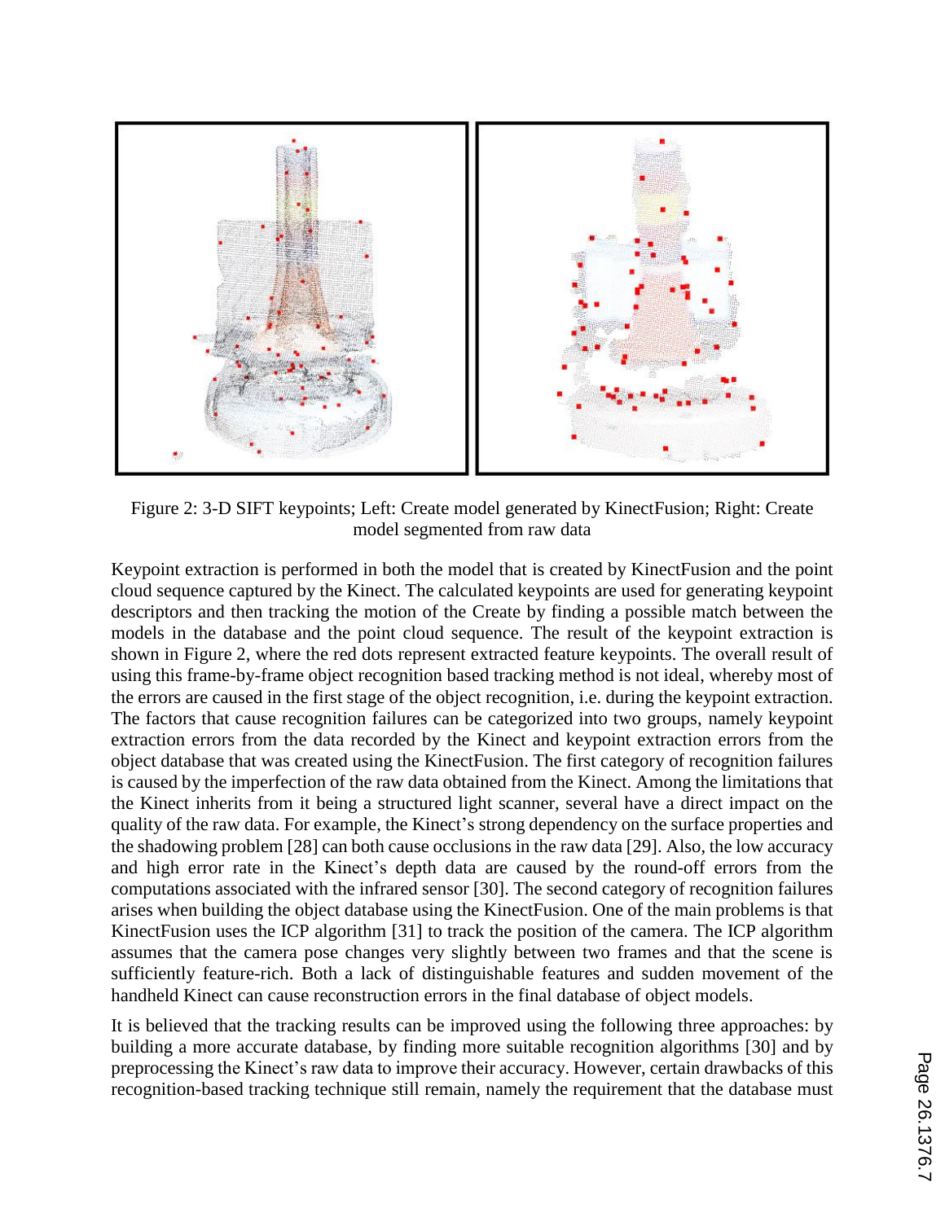Figure 2: 3-D SIFT keypoints; Left: Create model generated by KinectFusion; Right: Create model segmented from raw data

Keypoint extraction is performed in both the model that is created by KinectFusion and the point cloud sequence captured by the Kinect. The calculated keypoints are used for generating keypoint descriptors and then tracking the motion of the Create by finding a possible match between the models in the database and the point cloud sequence. The result of the keypoint extraction is shown in Figure 2, where the red dots represent extracted feature keypoints. The overall result of using this frame-by-frame object recognition based tracking method is not ideal, whereby most of the errors are caused in the first stage of the object recognition, i.e. during the keypoint extraction. The factors that cause recognition failures can be categorized into two groups, namely keypoint extraction errors from the data recorded by the Kinect and keypoint extraction errors from the object database that was created using the KinectFusion. The first category of recognition failures is caused by the imperfection of the raw data obtained from the Kinect. Among the limitations that the Kinect inherits from it being a structured light scanner, several have a direct impact on the quality of the raw data. For example, the Kinect's strong dependency on the surface properties and the shadowing problem [28] can both cause occlusions in the raw data [29]. Also, the low accuracy and high error rate in the Kinect's depth data are caused by the round-off errors from the computations associated with the infrared sensor [30]. The second category of recognition failures arises when building the object database using the KinectFusion. One of the main problems is that KinectFusion uses the ICP algorithm [31] to track the position of the camera. The ICP algorithm assumes that the camera pose changes very slightly between two frames and that the scene is sufficiently feature-rich. Both a lack of distinguishable features and sudden movement of the handheld Kinect can cause reconstruction errors in the final database of object models.

It is believed that the tracking results can be improved using the following three approaches: by building a more accurate database, by finding more suitable recognition algorithms [30] and by preprocessing the Kinect's raw data to improve their accuracy. However, certain drawbacks of this recognition-based tracking technique still remain, namely the requirement that the database must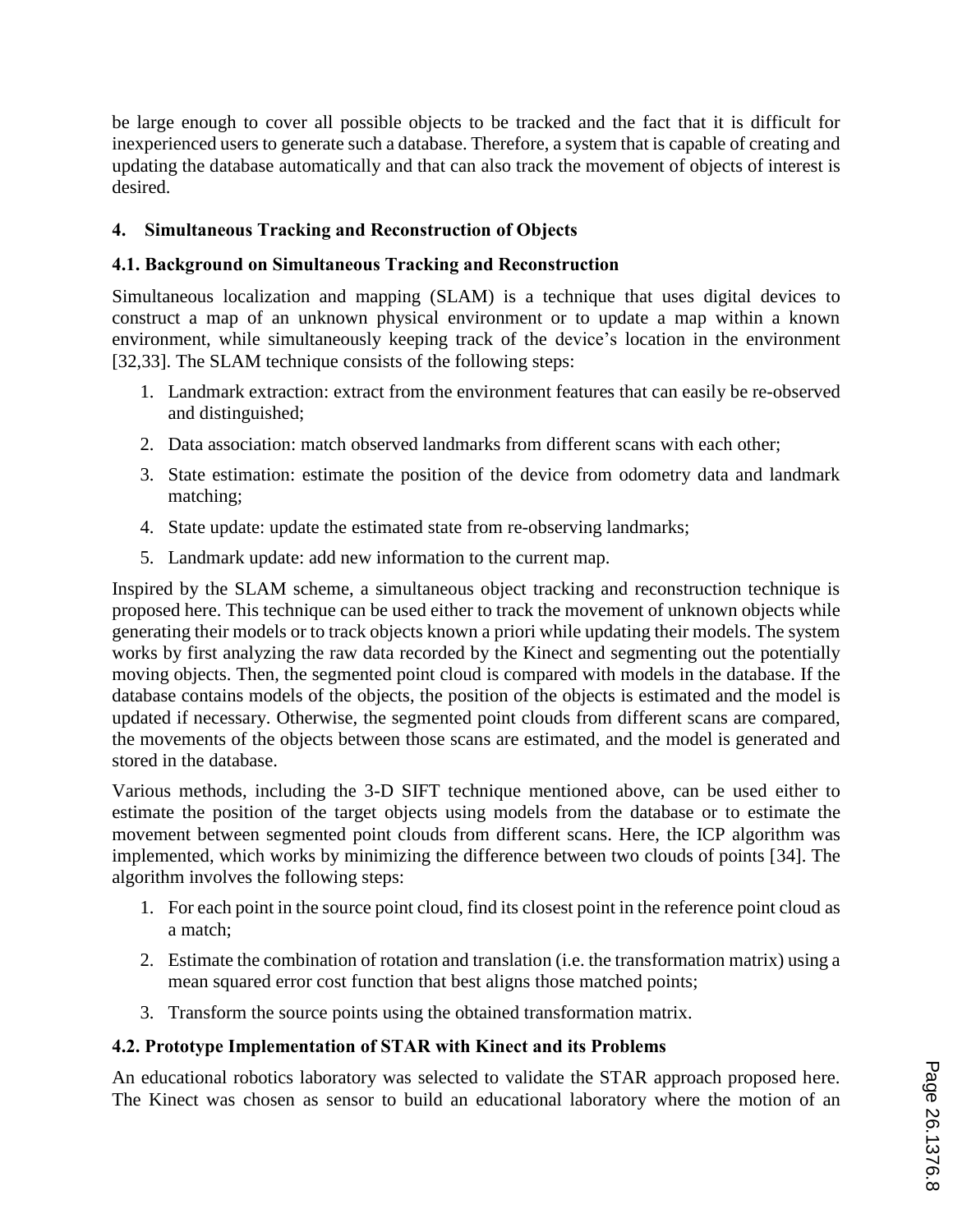be large enough to cover all possible objects to be tracked and the fact that it is difficult for inexperienced users to generate such a database. Therefore, a system that is capable of creating and updating the database automatically and that can also track the movement of objects of interest is desired.

## 4. Simultaneous Tracking and Reconstruction of Objects

### 4.1. Background on Simultaneous Tracking and Reconstruction

Simultaneous localization and mapping (SLAM) is a technique that uses digital devices to construct a map of an unknown physical environment or to update a map within a known environment, while simultaneously keeping track of the device's location in the environment [32,33]. The SLAM technique consists of the following steps:

1. Landmark extraction: extract from the environment features that can easily be re-observed and distinguished;
2. Data association: match observed landmarks from different scans with each other;
3. State estimation: estimate the position of the device from odometry data and landmark matching;
4. State update: update the estimated state from re-observing landmarks;
5. Landmark update: add new information to the current map.

Inspired by the SLAM scheme, a simultaneous object tracking and reconstruction technique is proposed here. This technique can be used either to track the movement of unknown objects while generating their models or to track objects known a priori while updating their models. The system works by first analyzing the raw data recorded by the Kinect and segmenting out the potentially moving objects. Then, the segmented point cloud is compared with models in the database. If the database contains models of the objects, the position of the objects is estimated and the model is updated if necessary. Otherwise, the segmented point clouds from different scans are compared, the movements of the objects between those scans are estimated, and the model is generated and stored in the database.

Various methods, including the 3-D SIFT technique mentioned above, can be used either to estimate the position of the target objects using models from the database or to estimate the movement between segmented point clouds from different scans. Here, the ICP algorithm was implemented, which works by minimizing the difference between two clouds of points [34]. The algorithm involves the following steps:

1. For each point in the source point cloud, find its closest point in the reference point cloud as a match;
2. Estimate the combination of rotation and translation (i.e. the transformation matrix) using a mean squared error cost function that best aligns those matched points;
3. Transform the source points using the obtained transformation matrix.

### 4.2. Prototype Implementation of STAR with Kinect and its Problems

An educational robotics laboratory was selected to validate the STAR approach proposed here. The Kinect was chosen as sensor to build an educational laboratory where the motion of an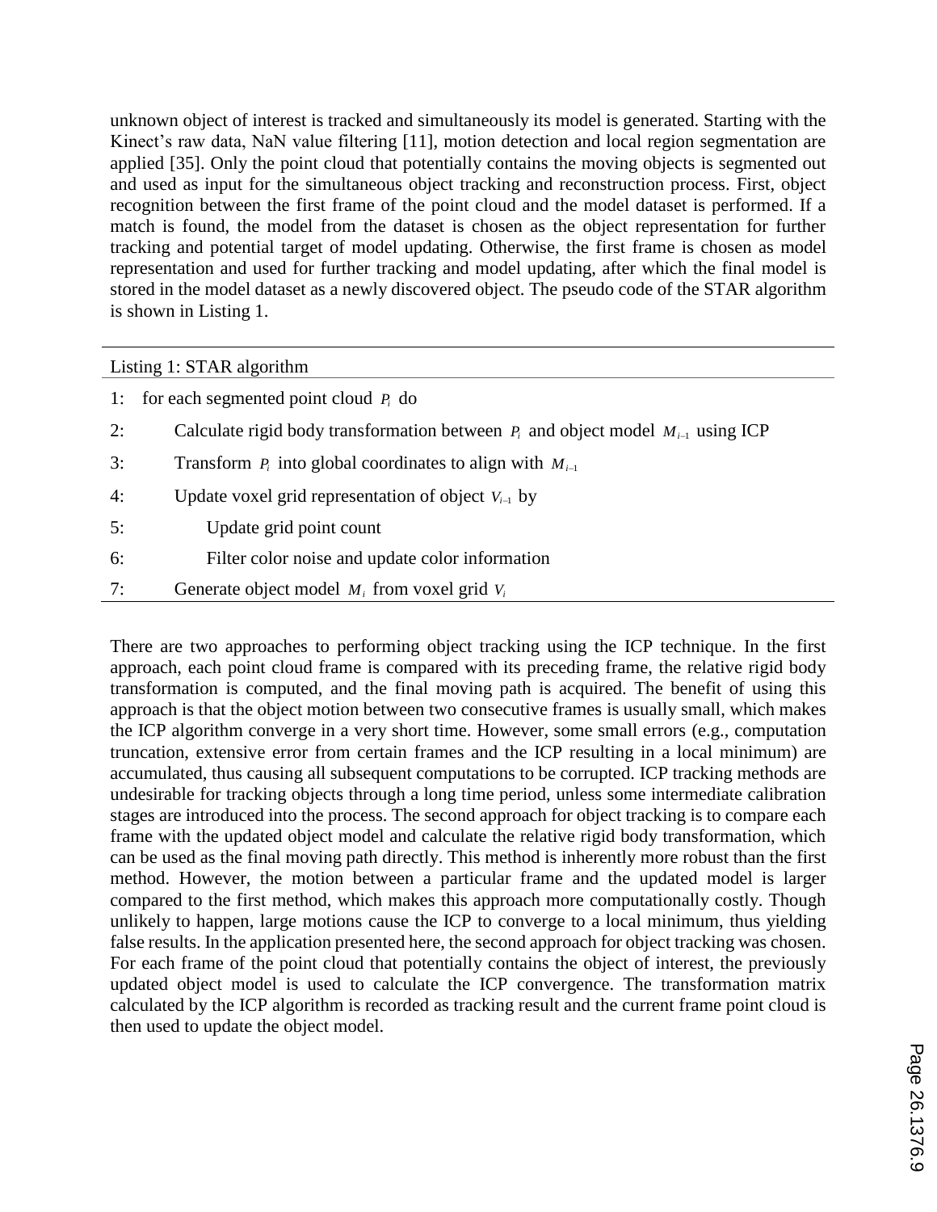unknown object of interest is tracked and simultaneously its model is generated. Starting with the Kinect's raw data, NaN value filtering [11], motion detection and local region segmentation are applied [35]. Only the point cloud that potentially contains the moving objects is segmented out and used as input for the simultaneous object tracking and reconstruction process. First, object recognition between the first frame of the point cloud and the model dataset is performed. If a match is found, the model from the dataset is chosen as the object representation for further tracking and potential target of model updating. Otherwise, the first frame is chosen as model representation and used for further tracking and model updating, after which the final model is stored in the model dataset as a newly discovered object. The pseudo code of the STAR algorithm is shown in Listing 1.

Listing 1: STAR algorithm

```
1:  for each segmented point cloud P_i do
2:      Calculate rigid body transformation between P_i and object model M_{i-1} using ICP
3:      Transform P_i into global coordinates to align with M_{i-1}
4:      Update voxel grid representation of object V_{i-1} by
5:          Update grid point count
6:          Filter color noise and update color information
7:      Generate object model M_i from voxel grid V_i
```

There are two approaches to performing object tracking using the ICP technique. In the first approach, each point cloud frame is compared with its preceding frame, the relative rigid body transformation is computed, and the final moving path is acquired. The benefit of using this approach is that the object motion between two consecutive frames is usually small, which makes the ICP algorithm converge in a very short time. However, some small errors (e.g., computation truncation, extensive error from certain frames and the ICP resulting in a local minimum) are accumulated, thus causing all subsequent computations to be corrupted. ICP tracking methods are undesirable for tracking objects through a long time period, unless some intermediate calibration stages are introduced into the process. The second approach for object tracking is to compare each frame with the updated object model and calculate the relative rigid body transformation, which can be used as the final moving path directly. This method is inherently more robust than the first method. However, the motion between a particular frame and the updated model is larger compared to the first method, which makes this approach more computationally costly. Though unlikely to happen, large motions cause the ICP to converge to a local minimum, thus yielding false results. In the application presented here, the second approach for object tracking was chosen. For each frame of the point cloud that potentially contains the object of interest, the previously updated object model is used to calculate the ICP convergence. The transformation matrix calculated by the ICP algorithm is recorded as tracking result and the current frame point cloud is then used to update the object model.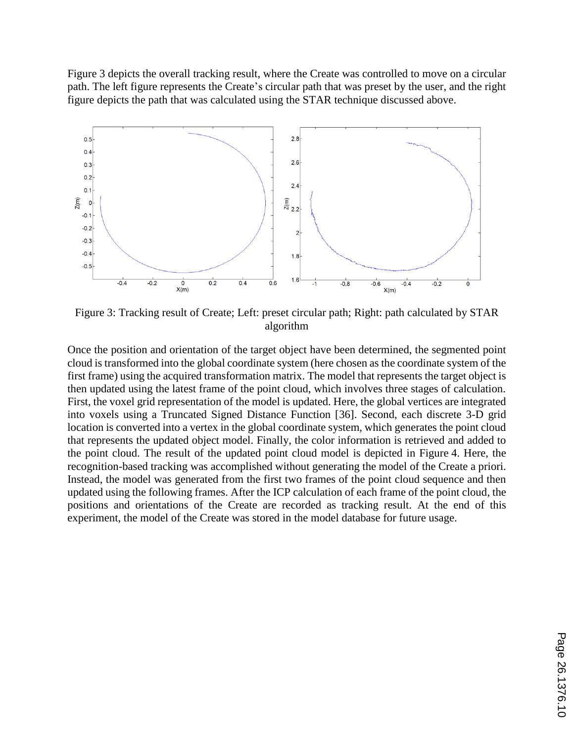Figure 3 depicts the overall tracking result, where the Create was controlled to move on a circular path. The left figure represents the Create's circular path that was preset by the user, and the right figure depicts the path that was calculated using the STAR technique discussed above.

Figure 3: Tracking result of Create; Left: preset circular path; Right: path calculated by STAR algorithm

Once the position and orientation of the target object have been determined, the segmented point cloud is transformed into the global coordinate system (here chosen as the coordinate system of the first frame) using the acquired transformation matrix. The model that represents the target object is then updated using the latest frame of the point cloud, which involves three stages of calculation. First, the voxel grid representation of the model is updated. Here, the global vertices are integrated into voxels using a Truncated Signed Distance Function [36]. Second, each discrete 3-D grid location is converted into a vertex in the global coordinate system, which generates the point cloud that represents the updated object model. Finally, the color information is retrieved and added to the point cloud. The result of the updated point cloud model is depicted in Figure 4. Here, the recognition-based tracking was accomplished without generating the model of the Create a priori. Instead, the model was generated from the first two frames of the point cloud sequence and then updated using the following frames. After the ICP calculation of each frame of the point cloud, the positions and orientations of the Create are recorded as tracking result. At the end of this experiment, the model of the Create was stored in the model database for future usage.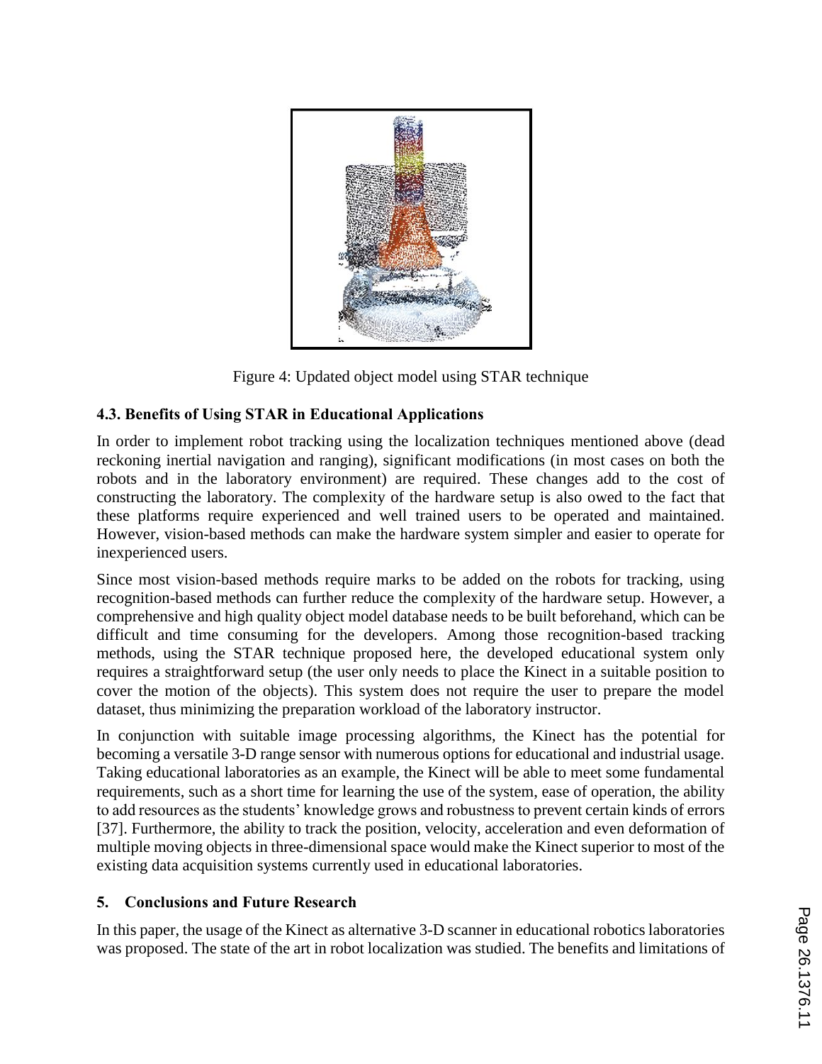Figure 4: Updated object model using STAR technique

### 4.3. Benefits of Using STAR in Educational Applications

In order to implement robot tracking using the localization techniques mentioned above (dead reckoning inertial navigation and ranging), significant modifications (in most cases on both the robots and in the laboratory environment) are required. These changes add to the cost of constructing the laboratory. The complexity of the hardware setup is also owed to the fact that these platforms require experienced and well trained users to be operated and maintained. However, vision-based methods can make the hardware system simpler and easier to operate for inexperienced users.

Since most vision-based methods require marks to be added on the robots for tracking, using recognition-based methods can further reduce the complexity of the hardware setup. However, a comprehensive and high quality object model database needs to be built beforehand, which can be difficult and time consuming for the developers. Among those recognition-based tracking methods, using the STAR technique proposed here, the developed educational system only requires a straightforward setup (the user only needs to place the Kinect in a suitable position to cover the motion of the objects). This system does not require the user to prepare the model dataset, thus minimizing the preparation workload of the laboratory instructor.

In conjunction with suitable image processing algorithms, the Kinect has the potential for becoming a versatile 3-D range sensor with numerous options for educational and industrial usage. Taking educational laboratories as an example, the Kinect will be able to meet some fundamental requirements, such as a short time for learning the use of the system, ease of operation, the ability to add resources as the students' knowledge grows and robustness to prevent certain kinds of errors [37]. Furthermore, the ability to track the position, velocity, acceleration and even deformation of multiple moving objects in three-dimensional space would make the Kinect superior to most of the existing data acquisition systems currently used in educational laboratories.

## 5. Conclusions and Future Research

In this paper, the usage of the Kinect as alternative 3-D scanner in educational robotics laboratories was proposed. The state of the art in robot localization was studied. The benefits and limitations of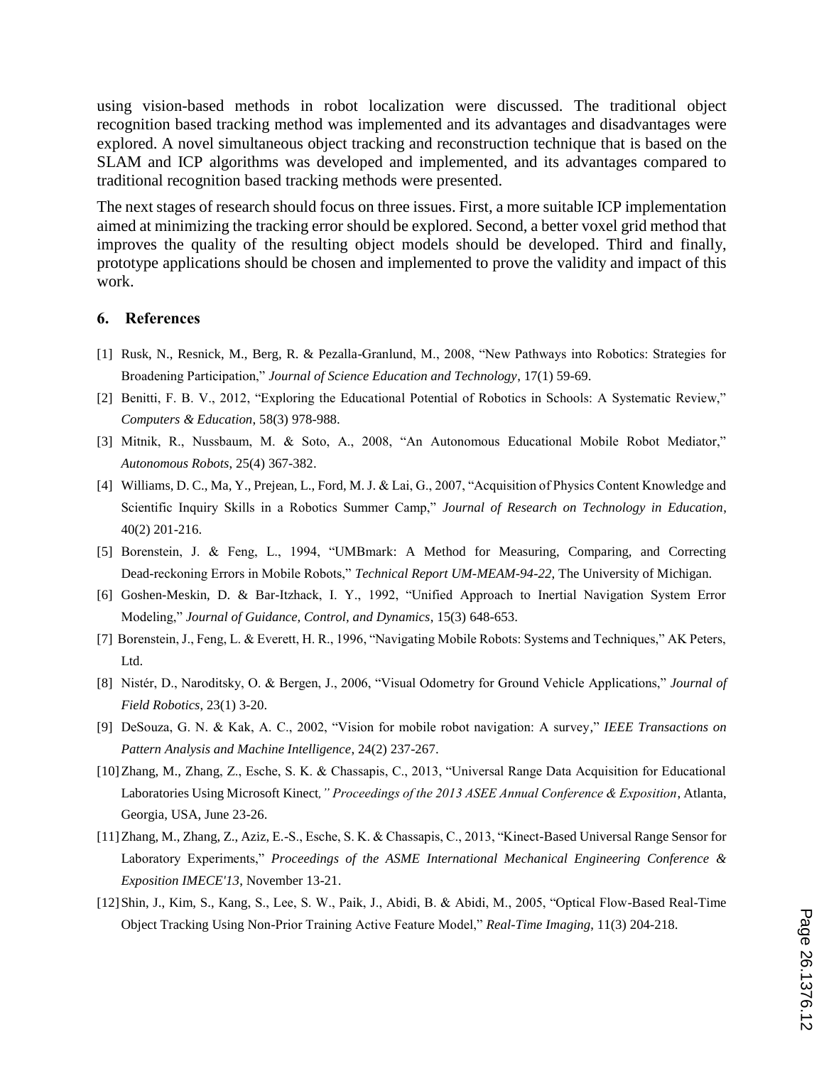using vision-based methods in robot localization were discussed. The traditional object recognition based tracking method was implemented and its advantages and disadvantages were explored. A novel simultaneous object tracking and reconstruction technique that is based on the SLAM and ICP algorithms was developed and implemented, and its advantages compared to traditional recognition based tracking methods were presented.

The next stages of research should focus on three issues. First, a more suitable ICP implementation aimed at minimizing the tracking error should be explored. Second, a better voxel grid method that improves the quality of the resulting object models should be developed. Third and finally, prototype applications should be chosen and implemented to prove the validity and impact of this work.

## 6. References

[1] Rusk, N., Resnick, M., Berg, R. & Pezalla-Granlund, M., 2008, "New Pathways into Robotics: Strategies for Broadening Participation," *Journal of Science Education and Technology*, 17(1) 59-69.

[2] Benitti, F. B. V., 2012, "Exploring the Educational Potential of Robotics in Schools: A Systematic Review," *Computers & Education*, 58(3) 978-988.

[3] Mitnik, R., Nussbaum, M. & Soto, A., 2008, "An Autonomous Educational Mobile Robot Mediator," *Autonomous Robots*, 25(4) 367-382.

[4] Williams, D. C., Ma, Y., Prejean, L., Ford, M. J. & Lai, G., 2007, "Acquisition of Physics Content Knowledge and Scientific Inquiry Skills in a Robotics Summer Camp," *Journal of Research on Technology in Education*, 40(2) 201-216.

[5] Borenstein, J. & Feng, L., 1994, "UMBmark: A Method for Measuring, Comparing, and Correcting Dead-reckoning Errors in Mobile Robots," *Technical Report UM-MEAM-94-22*, The University of Michigan.

[6] Goshen-Meskin, D. & Bar-Itzhack, I. Y., 1992, "Unified Approach to Inertial Navigation System Error Modeling," *Journal of Guidance, Control, and Dynamics*, 15(3) 648-653.

[7] Borenstein, J., Feng, L. & Everett, H. R., 1996, "Navigating Mobile Robots: Systems and Techniques," AK Peters, Ltd.

[8] Nistér, D., Naroditsky, O. & Bergen, J., 2006, "Visual Odometry for Ground Vehicle Applications," *Journal of Field Robotics*, 23(1) 3-20.

[9] DeSouza, G. N. & Kak, A. C., 2002, "Vision for mobile robot navigation: A survey," *IEEE Transactions on Pattern Analysis and Machine Intelligence*, 24(2) 237-267.

[10] Zhang, M., Zhang, Z., Esche, S. K. & Chassapis, C., 2013, "Universal Range Data Acquisition for Educational Laboratories Using Microsoft Kinect*," Proceedings of the 2013 ASEE Annual Conference & Exposition*, Atlanta, Georgia, USA, June 23-26.

[11] Zhang, M., Zhang, Z., Aziz, E.-S., Esche, S. K. & Chassapis, C., 2013, "Kinect-Based Universal Range Sensor for Laboratory Experiments," *Proceedings of the ASME International Mechanical Engineering Conference & Exposition IMECE'13*, November 13-21.

[12] Shin, J., Kim, S., Kang, S., Lee, S. W., Paik, J., Abidi, B. & Abidi, M., 2005, "Optical Flow-Based Real-Time Object Tracking Using Non-Prior Training Active Feature Model," *Real-Time Imaging*, 11(3) 204-218.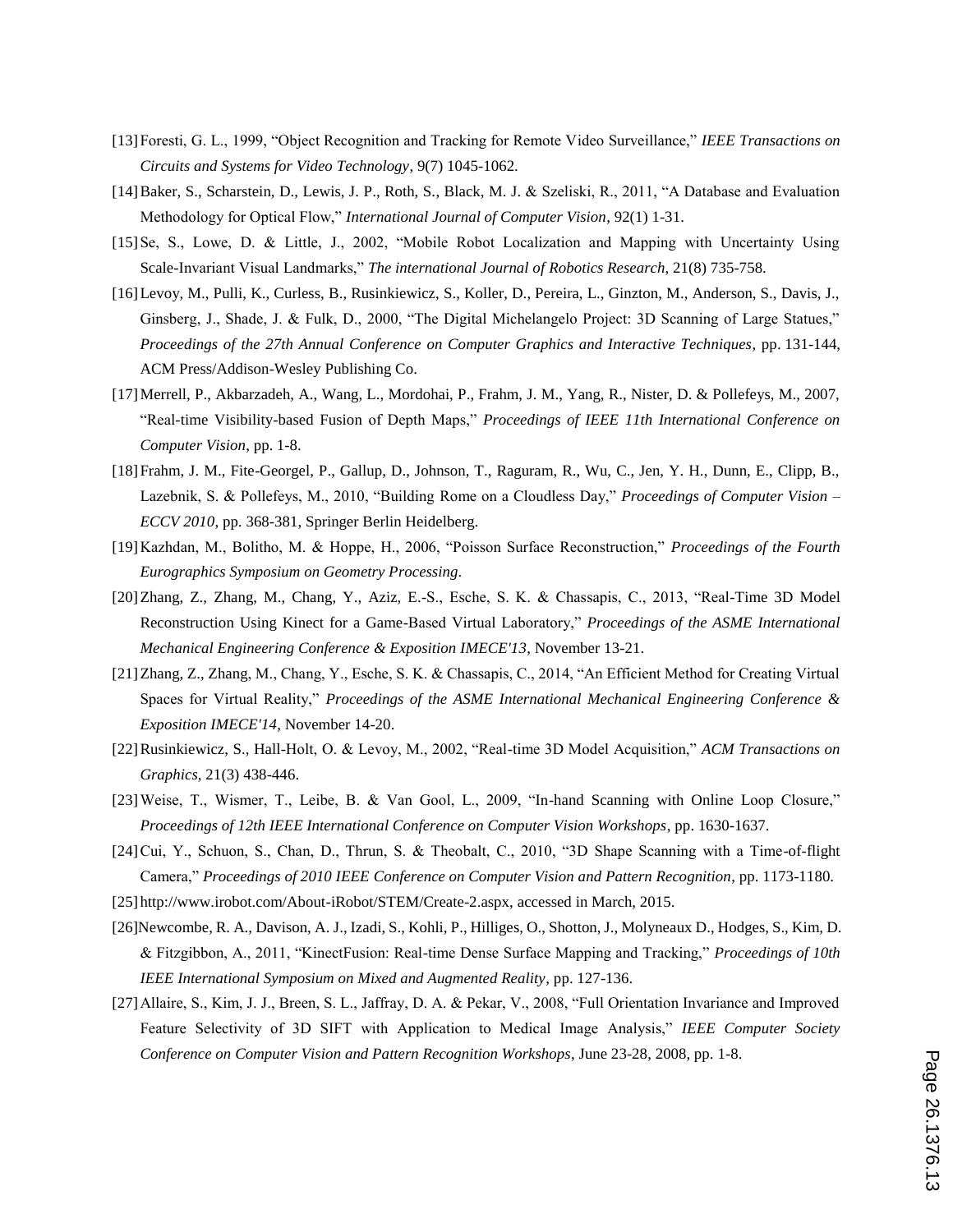[13] Foresti, G. L., 1999, "Object Recognition and Tracking for Remote Video Surveillance," *IEEE Transactions on Circuits and Systems for Video Technology*, 9(7) 1045-1062.

[14] Baker, S., Scharstein, D., Lewis, J. P., Roth, S., Black, M. J. & Szeliski, R., 2011, "A Database and Evaluation Methodology for Optical Flow," *International Journal of Computer Vision*, 92(1) 1-31.

[15] Se, S., Lowe, D. & Little, J., 2002, "Mobile Robot Localization and Mapping with Uncertainty Using Scale-Invariant Visual Landmarks," *The international Journal of Robotics Research*, 21(8) 735-758.

[16] Levoy, M., Pulli, K., Curless, B., Rusinkiewicz, S., Koller, D., Pereira, L., Ginzton, M., Anderson, S., Davis, J., Ginsberg, J., Shade, J. & Fulk, D., 2000, "The Digital Michelangelo Project: 3D Scanning of Large Statues," *Proceedings of the 27th Annual Conference on Computer Graphics and Interactive Techniques*, pp. 131-144, ACM Press/Addison-Wesley Publishing Co.

[17] Merrell, P., Akbarzadeh, A., Wang, L., Mordohai, P., Frahm, J. M., Yang, R., Nister, D. & Pollefeys, M., 2007, "Real-time Visibility-based Fusion of Depth Maps," *Proceedings of IEEE 11th International Conference on Computer Vision*, pp. 1-8.

[18] Frahm, J. M., Fite-Georgel, P., Gallup, D., Johnson, T., Raguram, R., Wu, C., Jen, Y. H., Dunn, E., Clipp, B., Lazebnik, S. & Pollefeys, M., 2010, "Building Rome on a Cloudless Day," *Proceedings of Computer Vision – ECCV 2010*, pp. 368-381, Springer Berlin Heidelberg.

[19] Kazhdan, M., Bolitho, M. & Hoppe, H., 2006, "Poisson Surface Reconstruction," *Proceedings of the Fourth Eurographics Symposium on Geometry Processing*.

[20] Zhang, Z., Zhang, M., Chang, Y., Aziz, E.-S., Esche, S. K. & Chassapis, C., 2013, "Real-Time 3D Model Reconstruction Using Kinect for a Game-Based Virtual Laboratory," *Proceedings of the ASME International Mechanical Engineering Conference & Exposition IMECE'13*, November 13-21.

[21] Zhang, Z., Zhang, M., Chang, Y., Esche, S. K. & Chassapis, C., 2014, "An Efficient Method for Creating Virtual Spaces for Virtual Reality," *Proceedings of the ASME International Mechanical Engineering Conference & Exposition IMECE'14*, November 14-20.

[22] Rusinkiewicz, S., Hall-Holt, O. & Levoy, M., 2002, "Real-time 3D Model Acquisition," *ACM Transactions on Graphics*, 21(3) 438-446.

[23] Weise, T., Wismer, T., Leibe, B. & Van Gool, L., 2009, "In-hand Scanning with Online Loop Closure," *Proceedings of 12th IEEE International Conference on Computer Vision Workshops*, pp. 1630-1637.

[24] Cui, Y., Schuon, S., Chan, D., Thrun, S. & Theobalt, C., 2010, "3D Shape Scanning with a Time-of-flight Camera," *Proceedings of 2010 IEEE Conference on Computer Vision and Pattern Recognition*, pp. 1173-1180.

[25] http://www.irobot.com/About-iRobot/STEM/Create-2.aspx, accessed in March, 2015.

[26] Newcombe, R. A., Davison, A. J., Izadi, S., Kohli, P., Hilliges, O., Shotton, J., Molyneaux D., Hodges, S., Kim, D. & Fitzgibbon, A., 2011, "KinectFusion: Real-time Dense Surface Mapping and Tracking," *Proceedings of 10th IEEE International Symposium on Mixed and Augmented Reality*, pp. 127-136.

[27] Allaire, S., Kim, J. J., Breen, S. L., Jaffray, D. A. & Pekar, V., 2008, "Full Orientation Invariance and Improved Feature Selectivity of 3D SIFT with Application to Medical Image Analysis," *IEEE Computer Society Conference on Computer Vision and Pattern Recognition Workshops*, June 23-28, 2008, pp. 1-8.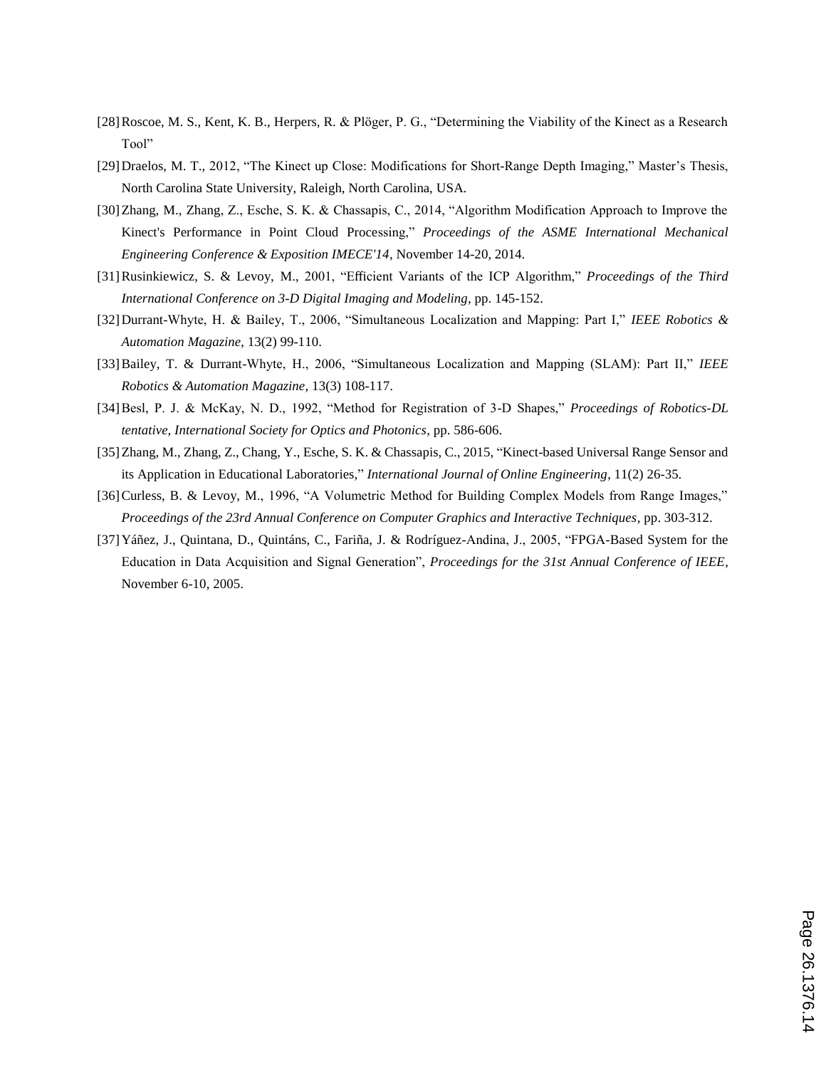[28] Roscoe, M. S., Kent, K. B., Herpers, R. & Plöger, P. G., "Determining the Viability of the Kinect as a Research Tool"

[29] Draelos, M. T., 2012, "The Kinect up Close: Modifications for Short-Range Depth Imaging," Master's Thesis, North Carolina State University, Raleigh, North Carolina, USA.

[30] Zhang, M., Zhang, Z., Esche, S. K. & Chassapis, C., 2014, "Algorithm Modification Approach to Improve the Kinect's Performance in Point Cloud Processing," *Proceedings of the ASME International Mechanical Engineering Conference & Exposition IMECE'14*, November 14-20, 2014.

[31] Rusinkiewicz, S. & Levoy, M., 2001, "Efficient Variants of the ICP Algorithm," *Proceedings of the Third International Conference on 3-D Digital Imaging and Modeling*, pp. 145-152.

[32] Durrant-Whyte, H. & Bailey, T., 2006, "Simultaneous Localization and Mapping: Part I," *IEEE Robotics & Automation Magazine*, 13(2) 99-110.

[33] Bailey, T. & Durrant-Whyte, H., 2006, "Simultaneous Localization and Mapping (SLAM): Part II," *IEEE Robotics & Automation Magazine*, 13(3) 108-117.

[34] Besl, P. J. & McKay, N. D., 1992, "Method for Registration of 3-D Shapes," *Proceedings of Robotics-DL tentative, International Society for Optics and Photonics*, pp. 586-606.

[35] Zhang, M., Zhang, Z., Chang, Y., Esche, S. K. & Chassapis, C., 2015, "Kinect-based Universal Range Sensor and its Application in Educational Laboratories," *International Journal of Online Engineering*, 11(2) 26-35.

[36] Curless, B. & Levoy, M., 1996, "A Volumetric Method for Building Complex Models from Range Images," *Proceedings of the 23rd Annual Conference on Computer Graphics and Interactive Techniques*, pp. 303-312.

[37] Yáñez, J., Quintana, D., Quintáns, C., Fariña, J. & Rodríguez-Andina, J., 2005, "FPGA-Based System for the Education in Data Acquisition and Signal Generation", *Proceedings for the 31st Annual Conference of IEEE*, November 6-10, 2005.